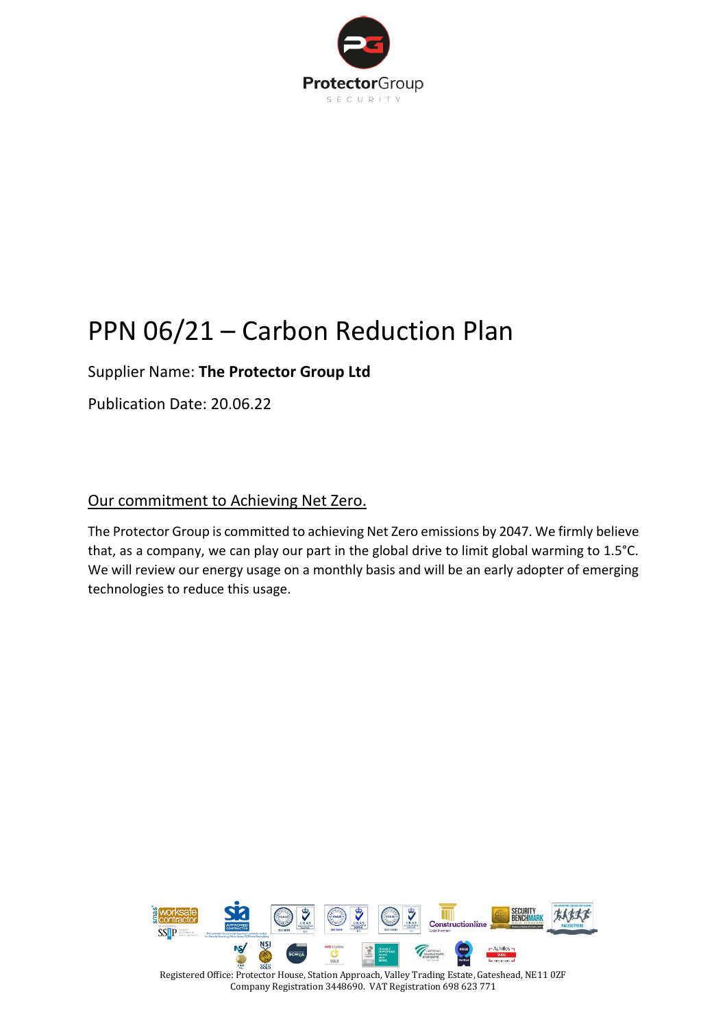# PPN 06/21 – Carbon Reduction Plan

Supplier Name: **The Protector Group Ltd**

Publication Date: 20.06.22

## Our commitment to Achieving Net Zero.

The Protector Group is committed to achieving Net Zero emissions by 2047. We firmly believe that, as a company, we can play our part in the global drive to limit global warming to 1.5°C. We will review our energy usage on a monthly basis and will be an early adopter of emerging technologies to reduce this usage.

Registered Office: Protector House, Station Approach, Valley Trading Estate, Gateshead, NE11 0ZF
Company Registration 3448690. VAT Registration 698 623 771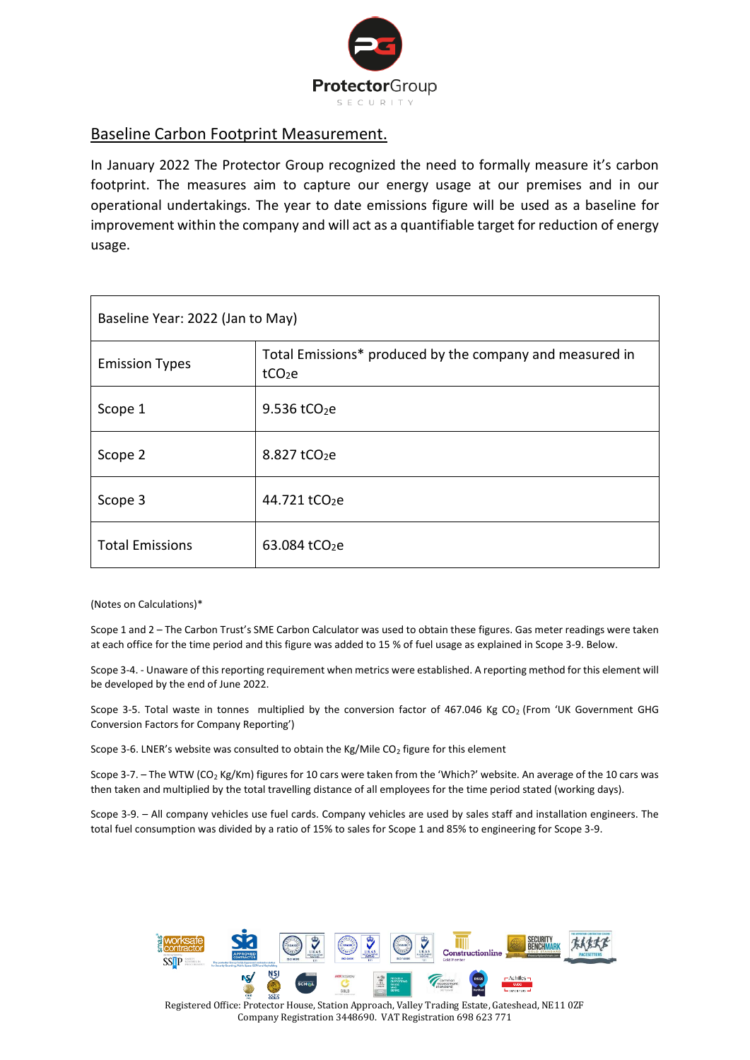## Baseline Carbon Footprint Measurement.

In January 2022 The Protector Group recognized the need to formally measure it's carbon footprint. The measures aim to capture our energy usage at our premises and in our operational undertakings. The year to date emissions figure will be used as a baseline for improvement within the company and will act as a quantifiable target for reduction of energy usage.

| Baseline Year: 2022 (Jan to May) | |
|---|---|
| Emission Types | Total Emissions* produced by the company and measured in $tCO_2e$ |
| Scope 1 | 9.536 $tCO_2e$ |
| Scope 2 | 8.827 $tCO_2e$ |
| Scope 3 | 44.721 $tCO_2e$ |
| Total Emissions | 63.084 $tCO_2e$ |

(Notes on Calculations)*

Scope 1 and 2 – The Carbon Trust's SME Carbon Calculator was used to obtain these figures. Gas meter readings were taken at each office for the time period and this figure was added to 15 % of fuel usage as explained in Scope 3-9. Below.

Scope 3-4. - Unaware of this reporting requirement when metrics were established. A reporting method for this element will be developed by the end of June 2022.

Scope 3-5. Total waste in tonnes multiplied by the conversion factor of 467.046 Kg $CO_2$ (From 'UK Government GHG Conversion Factors for Company Reporting')

Scope 3-6. LNER's website was consulted to obtain the Kg/Mile $CO_2$ figure for this element

Scope 3-7. – The WTW ($CO_2$ Kg/Km) figures for 10 cars were taken from the 'Which?' website. An average of the 10 cars was then taken and multiplied by the total travelling distance of all employees for the time period stated (working days).

Scope 3-9. – All company vehicles use fuel cards. Company vehicles are used by sales staff and installation engineers. The total fuel consumption was divided by a ratio of 15% to sales for Scope 1 and 85% to engineering for Scope 3-9.

Registered Office: Protector House, Station Approach, Valley Trading Estate, Gateshead, NE11 0ZF
Company Registration 3448690. VAT Registration 698 623 771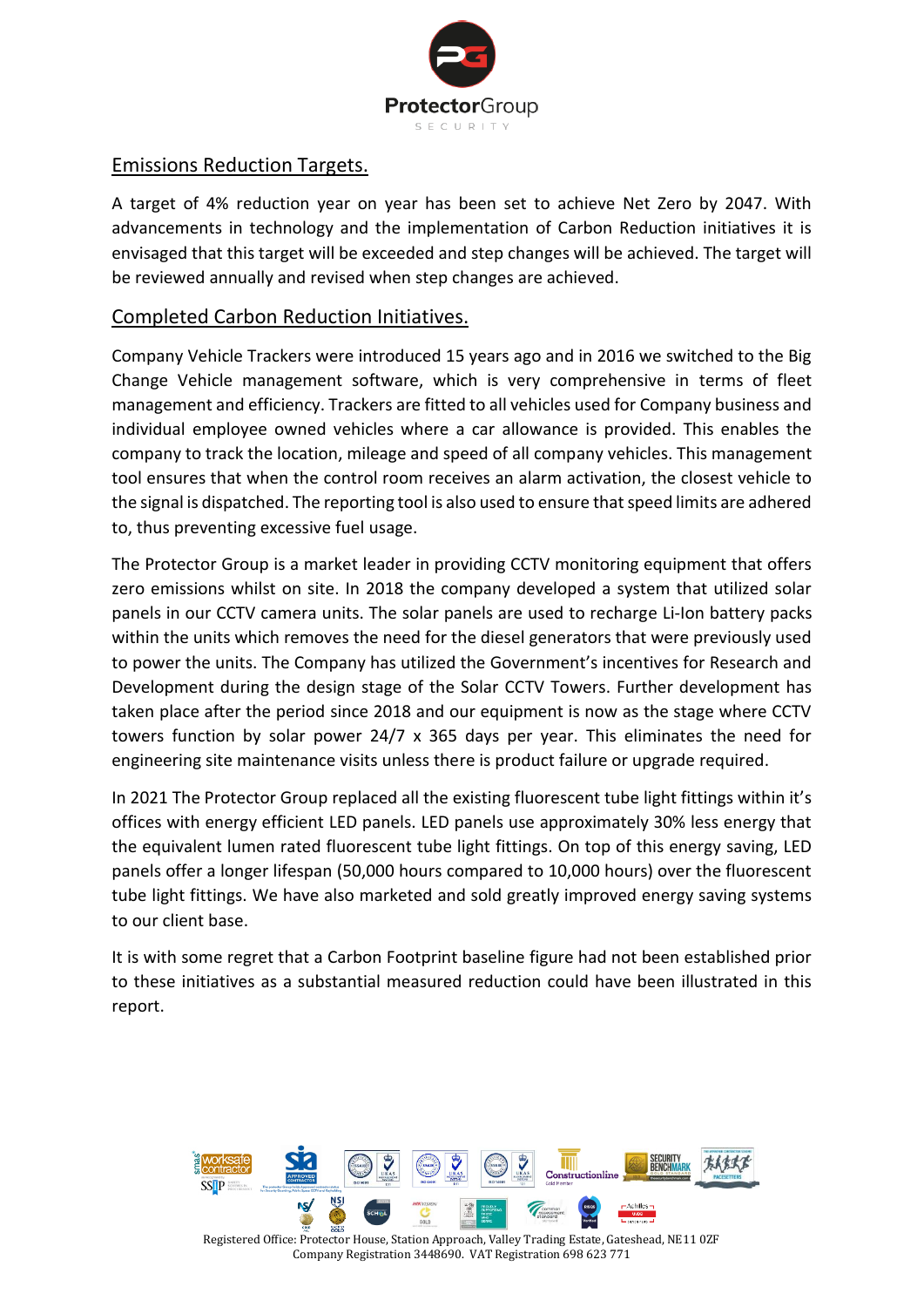## Emissions Reduction Targets.

A target of 4% reduction year on year has been set to achieve Net Zero by 2047. With advancements in technology and the implementation of Carbon Reduction initiatives it is envisaged that this target will be exceeded and step changes will be achieved. The target will be reviewed annually and revised when step changes are achieved.

## Completed Carbon Reduction Initiatives.

Company Vehicle Trackers were introduced 15 years ago and in 2016 we switched to the Big Change Vehicle management software, which is very comprehensive in terms of fleet management and efficiency. Trackers are fitted to all vehicles used for Company business and individual employee owned vehicles where a car allowance is provided. This enables the company to track the location, mileage and speed of all company vehicles. This management tool ensures that when the control room receives an alarm activation, the closest vehicle to the signal is dispatched. The reporting tool is also used to ensure that speed limits are adhered to, thus preventing excessive fuel usage.

The Protector Group is a market leader in providing CCTV monitoring equipment that offers zero emissions whilst on site. In 2018 the company developed a system that utilized solar panels in our CCTV camera units. The solar panels are used to recharge Li-Ion battery packs within the units which removes the need for the diesel generators that were previously used to power the units. The Company has utilized the Government's incentives for Research and Development during the design stage of the Solar CCTV Towers. Further development has taken place after the period since 2018 and our equipment is now as the stage where CCTV towers function by solar power 24/7 x 365 days per year. This eliminates the need for engineering site maintenance visits unless there is product failure or upgrade required.

In 2021 The Protector Group replaced all the existing fluorescent tube light fittings within it's offices with energy efficient LED panels. LED panels use approximately 30% less energy that the equivalent lumen rated fluorescent tube light fittings. On top of this energy saving, LED panels offer a longer lifespan (50,000 hours compared to 10,000 hours) over the fluorescent tube light fittings. We have also marketed and sold greatly improved energy saving systems to our client base.

It is with some regret that a Carbon Footprint baseline figure had not been established prior to these initiatives as a substantial measured reduction could have been illustrated in this report.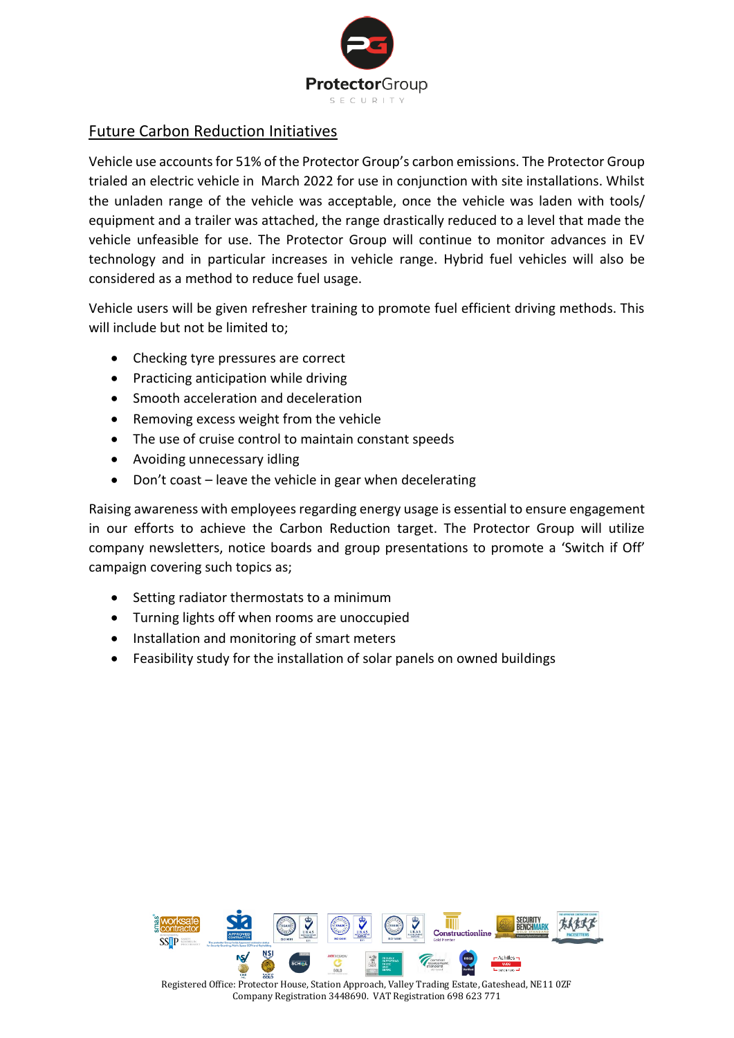## Future Carbon Reduction Initiatives

Vehicle use accounts for 51% of the Protector Group's carbon emissions. The Protector Group trialed an electric vehicle in March 2022 for use in conjunction with site installations. Whilst the unladen range of the vehicle was acceptable, once the vehicle was laden with tools/ equipment and a trailer was attached, the range drastically reduced to a level that made the vehicle unfeasible for use. The Protector Group will continue to monitor advances in EV technology and in particular increases in vehicle range. Hybrid fuel vehicles will also be considered as a method to reduce fuel usage.

Vehicle users will be given refresher training to promote fuel efficient driving methods. This will include but not be limited to;

- Checking tyre pressures are correct
- Practicing anticipation while driving
- Smooth acceleration and deceleration
- Removing excess weight from the vehicle
- The use of cruise control to maintain constant speeds
- Avoiding unnecessary idling
- Don't coast – leave the vehicle in gear when decelerating

Raising awareness with employees regarding energy usage is essential to ensure engagement in our efforts to achieve the Carbon Reduction target. The Protector Group will utilize company newsletters, notice boards and group presentations to promote a 'Switch if Off' campaign covering such topics as;

- Setting radiator thermostats to a minimum
- Turning lights off when rooms are unoccupied
- Installation and monitoring of smart meters
- Feasibility study for the installation of solar panels on owned buildings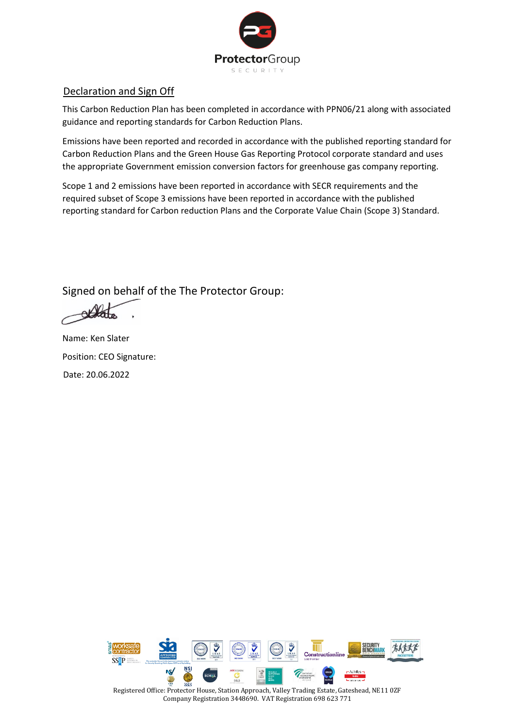## Declaration and Sign Off

This Carbon Reduction Plan has been completed in accordance with PPN06/21 along with associated guidance and reporting standards for Carbon Reduction Plans.

Emissions have been reported and recorded in accordance with the published reporting standard for Carbon Reduction Plans and the Green House Gas Reporting Protocol corporate standard and uses the appropriate Government emission conversion factors for greenhouse gas company reporting.

Scope 1 and 2 emissions have been reported in accordance with SECR requirements and the required subset of Scope 3 emissions have been reported in accordance with the published reporting standard for Carbon reduction Plans and the Corporate Value Chain (Scope 3) Standard.

Signed on behalf of the The Protector Group:

Name: Ken Slater

Position: CEO Signature:

Date: 20.06.2022

Registered Office: Protector House, Station Approach, Valley Trading Estate, Gateshead, NE11 0ZF
Company Registration 3448690. VAT Registration 698 623 771